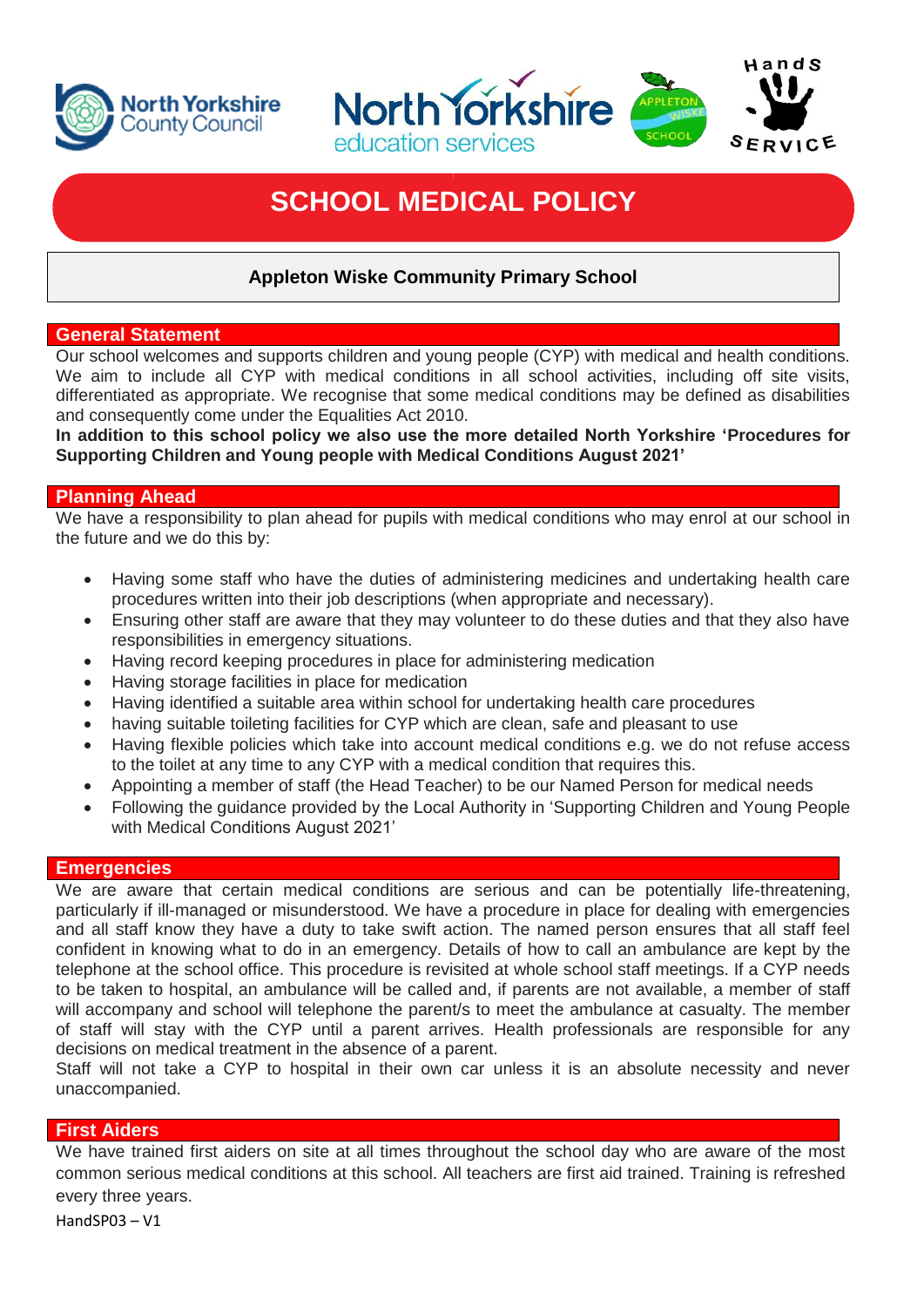# SCHOOL MEDICAL POLICY

**Appleton Wiske Community Primary School**

## General Statement

Our school welcomes and supports children and young people (CYP) with medical and health conditions. We aim to include all CYP with medical conditions in all school activities, including off site visits, differentiated as appropriate. We recognise that some medical conditions may be defined as disabilities and consequently come under the Equalities Act 2010.

**In addition to this school policy we also use the more detailed North Yorkshire 'Procedures for Supporting Children and Young people with Medical Conditions August 2021'**

## Planning Ahead

We have a responsibility to plan ahead for pupils with medical conditions who may enrol at our school in the future and we do this by:

- Having some staff who have the duties of administering medicines and undertaking health care procedures written into their job descriptions (when appropriate and necessary).
- Ensuring other staff are aware that they may volunteer to do these duties and that they also have responsibilities in emergency situations.
- Having record keeping procedures in place for administering medication
- Having storage facilities in place for medication
- Having identified a suitable area within school for undertaking health care procedures
- having suitable toileting facilities for CYP which are clean, safe and pleasant to use
- Having flexible policies which take into account medical conditions e.g. we do not refuse access to the toilet at any time to any CYP with a medical condition that requires this.
- Appointing a member of staff (the Head Teacher) to be our Named Person for medical needs
- Following the guidance provided by the Local Authority in 'Supporting Children and Young People with Medical Conditions August 2021'

## Emergencies

We are aware that certain medical conditions are serious and can be potentially life-threatening, particularly if ill-managed or misunderstood. We have a procedure in place for dealing with emergencies and all staff know they have a duty to take swift action. The named person ensures that all staff feel confident in knowing what to do in an emergency. Details of how to call an ambulance are kept by the telephone at the school office. This procedure is revisited at whole school staff meetings. If a CYP needs to be taken to hospital, an ambulance will be called and, if parents are not available, a member of staff will accompany and school will telephone the parent/s to meet the ambulance at casualty. The member of staff will stay with the CYP until a parent arrives. Health professionals are responsible for any decisions on medical treatment in the absence of a parent.

Staff will not take a CYP to hospital in their own car unless it is an absolute necessity and never unaccompanied.

## First Aiders

We have trained first aiders on site at all times throughout the school day who are aware of the most common serious medical conditions at this school. All teachers are first aid trained. Training is refreshed every three years.

HandSP03 – V1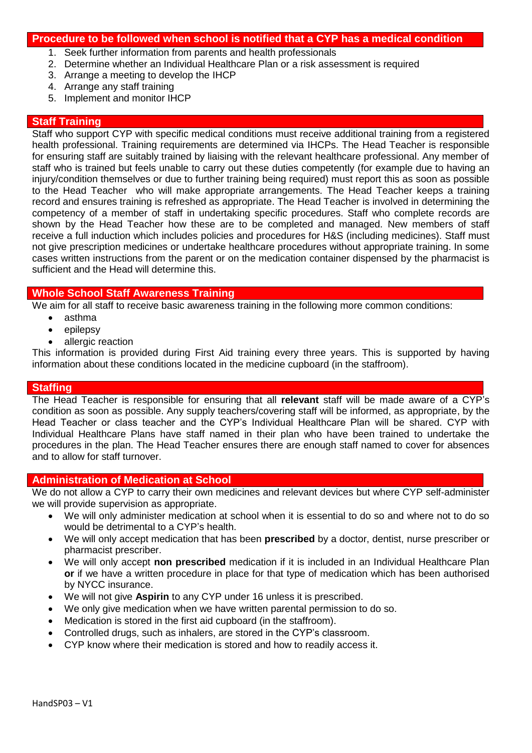## Procedure to be followed when school is notified that a CYP has a medical condition

1. Seek further information from parents and health professionals
2. Determine whether an Individual Healthcare Plan or a risk assessment is required
3. Arrange a meeting to develop the IHCP
4. Arrange any staff training
5. Implement and monitor IHCP

## Staff Training

Staff who support CYP with specific medical conditions must receive additional training from a registered health professional. Training requirements are determined via IHCPs. The Head Teacher is responsible for ensuring staff are suitably trained by liaising with the relevant healthcare professional. Any member of staff who is trained but feels unable to carry out these duties competently (for example due to having an injury/condition themselves or due to further training being required) must report this as soon as possible to the Head Teacher who will make appropriate arrangements. The Head Teacher keeps a training record and ensures training is refreshed as appropriate. The Head Teacher is involved in determining the competency of a member of staff in undertaking specific procedures. Staff who complete records are shown by the Head Teacher how these are to be completed and managed. New members of staff receive a full induction which includes policies and procedures for H&S (including medicines). Staff must not give prescription medicines or undertake healthcare procedures without appropriate training. In some cases written instructions from the parent or on the medication container dispensed by the pharmacist is sufficient and the Head will determine this.

## Whole School Staff Awareness Training

We aim for all staff to receive basic awareness training in the following more common conditions:

- asthma
- epilepsy
- allergic reaction

This information is provided during First Aid training every three years. This is supported by having information about these conditions located in the medicine cupboard (in the staffroom).

## Staffing

The Head Teacher is responsible for ensuring that all **relevant** staff will be made aware of a CYP's condition as soon as possible. Any supply teachers/covering staff will be informed, as appropriate, by the Head Teacher or class teacher and the CYP's Individual Healthcare Plan will be shared. CYP with Individual Healthcare Plans have staff named in their plan who have been trained to undertake the procedures in the plan. The Head Teacher ensures there are enough staff named to cover for absences and to allow for staff turnover.

## Administration of Medication at School

We do not allow a CYP to carry their own medicines and relevant devices but where CYP self-administer we will provide supervision as appropriate.

- We will only administer medication at school when it is essential to do so and where not to do so would be detrimental to a CYP's health.
- We will only accept medication that has been **prescribed** by a doctor, dentist, nurse prescriber or pharmacist prescriber.
- We will only accept **non prescribed** medication if it is included in an Individual Healthcare Plan **or** if we have a written procedure in place for that type of medication which has been authorised by NYCC insurance.
- We will not give **Aspirin** to any CYP under 16 unless it is prescribed.
- We only give medication when we have written parental permission to do so.
- Medication is stored in the first aid cupboard (in the staffroom).
- Controlled drugs, such as inhalers, are stored in the CYP's classroom.
- CYP know where their medication is stored and how to readily access it.

HandSP03 – V1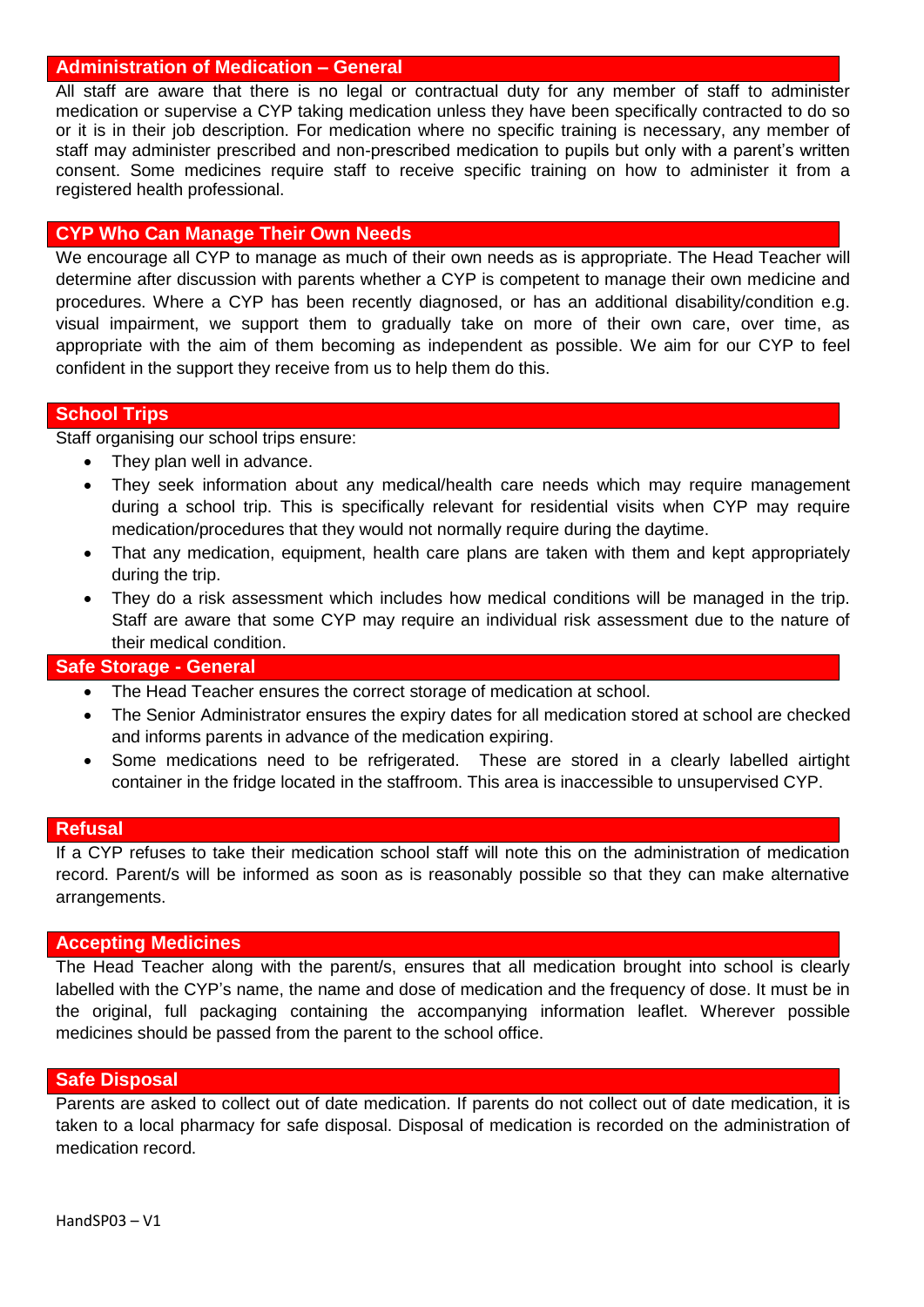## Administration of Medication – General

All staff are aware that there is no legal or contractual duty for any member of staff to administer medication or supervise a CYP taking medication unless they have been specifically contracted to do so or it is in their job description. For medication where no specific training is necessary, any member of staff may administer prescribed and non-prescribed medication to pupils but only with a parent's written consent. Some medicines require staff to receive specific training on how to administer it from a registered health professional.

## CYP Who Can Manage Their Own Needs

We encourage all CYP to manage as much of their own needs as is appropriate. The Head Teacher will determine after discussion with parents whether a CYP is competent to manage their own medicine and procedures. Where a CYP has been recently diagnosed, or has an additional disability/condition e.g. visual impairment, we support them to gradually take on more of their own care, over time, as appropriate with the aim of them becoming as independent as possible. We aim for our CYP to feel confident in the support they receive from us to help them do this.

## School Trips

Staff organising our school trips ensure:

- They plan well in advance.
- They seek information about any medical/health care needs which may require management during a school trip. This is specifically relevant for residential visits when CYP may require medication/procedures that they would not normally require during the daytime.
- That any medication, equipment, health care plans are taken with them and kept appropriately during the trip.
- They do a risk assessment which includes how medical conditions will be managed in the trip. Staff are aware that some CYP may require an individual risk assessment due to the nature of their medical condition.

## Safe Storage - General

- The Head Teacher ensures the correct storage of medication at school.
- The Senior Administrator ensures the expiry dates for all medication stored at school are checked and informs parents in advance of the medication expiring.
- Some medications need to be refrigerated. These are stored in a clearly labelled airtight container in the fridge located in the staffroom. This area is inaccessible to unsupervised CYP.

## Refusal

If a CYP refuses to take their medication school staff will note this on the administration of medication record. Parent/s will be informed as soon as is reasonably possible so that they can make alternative arrangements.

## Accepting Medicines

The Head Teacher along with the parent/s, ensures that all medication brought into school is clearly labelled with the CYP's name, the name and dose of medication and the frequency of dose. It must be in the original, full packaging containing the accompanying information leaflet. Wherever possible medicines should be passed from the parent to the school office.

## Safe Disposal

Parents are asked to collect out of date medication. If parents do not collect out of date medication, it is taken to a local pharmacy for safe disposal. Disposal of medication is recorded on the administration of medication record.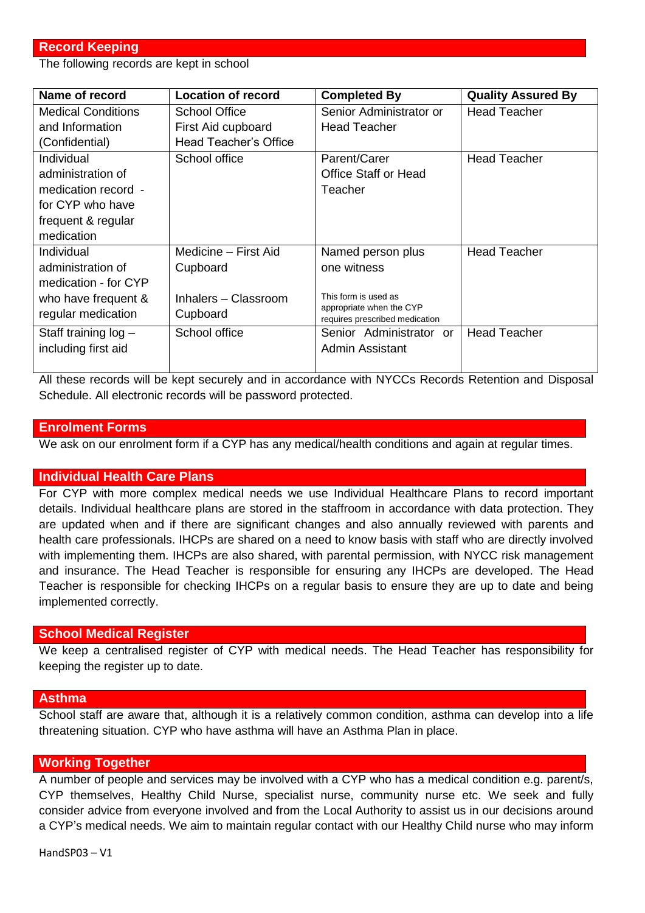## Record Keeping

The following records are kept in school

| Name of record | Location of record | Completed By | Quality Assured By |
|---|---|---|---|
| Medical Conditions and Information (Confidential) | School Office<br>First Aid cupboard<br>Head Teacher's Office | Senior Administrator or Head Teacher | Head Teacher |
| Individual administration of medication record - for CYP who have frequent & regular medication | School office | Parent/Carer<br>Office Staff or Head Teacher | Head Teacher |
| Individual administration of medication - for CYP who have frequent & regular medication | Medicine – First Aid Cupboard<br><br>Inhalers – Classroom Cupboard | Named person plus one witness<br><br>This form is used as appropriate when the CYP requires prescribed medication | Head Teacher |
| Staff training log – including first aid | School office | Senior Administrator or Admin Assistant | Head Teacher |

All these records will be kept securely and in accordance with NYCCs Records Retention and Disposal Schedule. All electronic records will be password protected.

## Enrolment Forms

We ask on our enrolment form if a CYP has any medical/health conditions and again at regular times.

## Individual Health Care Plans

For CYP with more complex medical needs we use Individual Healthcare Plans to record important details. Individual healthcare plans are stored in the staffroom in accordance with data protection. They are updated when and if there are significant changes and also annually reviewed with parents and health care professionals. IHCPs are shared on a need to know basis with staff who are directly involved with implementing them. IHCPs are also shared, with parental permission, with NYCC risk management and insurance. The Head Teacher is responsible for ensuring any IHCPs are developed. The Head Teacher is responsible for checking IHCPs on a regular basis to ensure they are up to date and being implemented correctly.

## School Medical Register

We keep a centralised register of CYP with medical needs. The Head Teacher has responsibility for keeping the register up to date.

## Asthma

School staff are aware that, although it is a relatively common condition, asthma can develop into a life threatening situation. CYP who have asthma will have an Asthma Plan in place.

## Working Together

A number of people and services may be involved with a CYP who has a medical condition e.g. parent/s, CYP themselves, Healthy Child Nurse, specialist nurse, community nurse etc. We seek and fully consider advice from everyone involved and from the Local Authority to assist us in our decisions around a CYP's medical needs. We aim to maintain regular contact with our Healthy Child nurse who may inform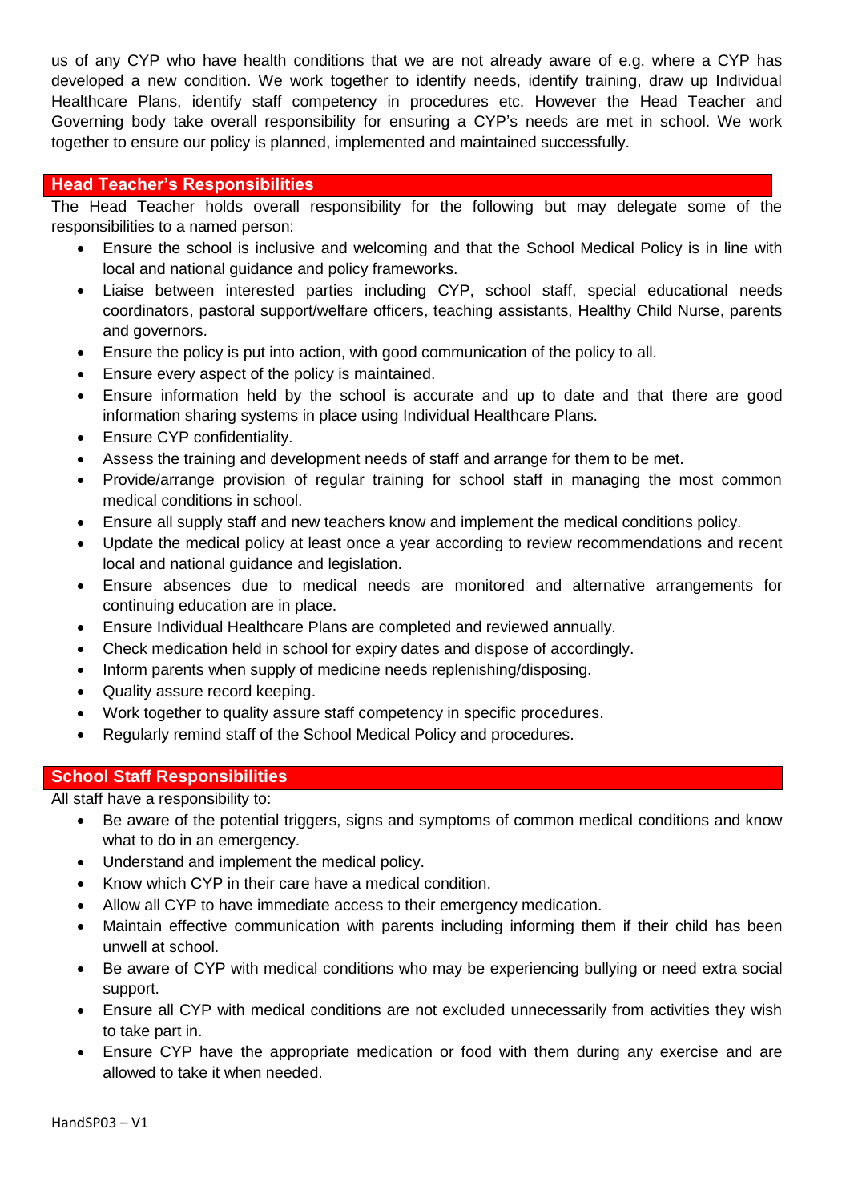us of any CYP who have health conditions that we are not already aware of e.g. where a CYP has developed a new condition. We work together to identify needs, identify training, draw up Individual Healthcare Plans, identify staff competency in procedures etc. However the Head Teacher and Governing body take overall responsibility for ensuring a CYP's needs are met in school. We work together to ensure our policy is planned, implemented and maintained successfully.

## Head Teacher's Responsibilities

The Head Teacher holds overall responsibility for the following but may delegate some of the responsibilities to a named person:

- Ensure the school is inclusive and welcoming and that the School Medical Policy is in line with local and national guidance and policy frameworks.
- Liaise between interested parties including CYP, school staff, special educational needs coordinators, pastoral support/welfare officers, teaching assistants, Healthy Child Nurse, parents and governors.
- Ensure the policy is put into action, with good communication of the policy to all.
- Ensure every aspect of the policy is maintained.
- Ensure information held by the school is accurate and up to date and that there are good information sharing systems in place using Individual Healthcare Plans.
- Ensure CYP confidentiality.
- Assess the training and development needs of staff and arrange for them to be met.
- Provide/arrange provision of regular training for school staff in managing the most common medical conditions in school.
- Ensure all supply staff and new teachers know and implement the medical conditions policy.
- Update the medical policy at least once a year according to review recommendations and recent local and national guidance and legislation.
- Ensure absences due to medical needs are monitored and alternative arrangements for continuing education are in place.
- Ensure Individual Healthcare Plans are completed and reviewed annually.
- Check medication held in school for expiry dates and dispose of accordingly.
- Inform parents when supply of medicine needs replenishing/disposing.
- Quality assure record keeping.
- Work together to quality assure staff competency in specific procedures.
- Regularly remind staff of the School Medical Policy and procedures.

## School Staff Responsibilities

All staff have a responsibility to:

- Be aware of the potential triggers, signs and symptoms of common medical conditions and know what to do in an emergency.
- Understand and implement the medical policy.
- Know which CYP in their care have a medical condition.
- Allow all CYP to have immediate access to their emergency medication.
- Maintain effective communication with parents including informing them if their child has been unwell at school.
- Be aware of CYP with medical conditions who may be experiencing bullying or need extra social support.
- Ensure all CYP with medical conditions are not excluded unnecessarily from activities they wish to take part in.
- Ensure CYP have the appropriate medication or food with them during any exercise and are allowed to take it when needed.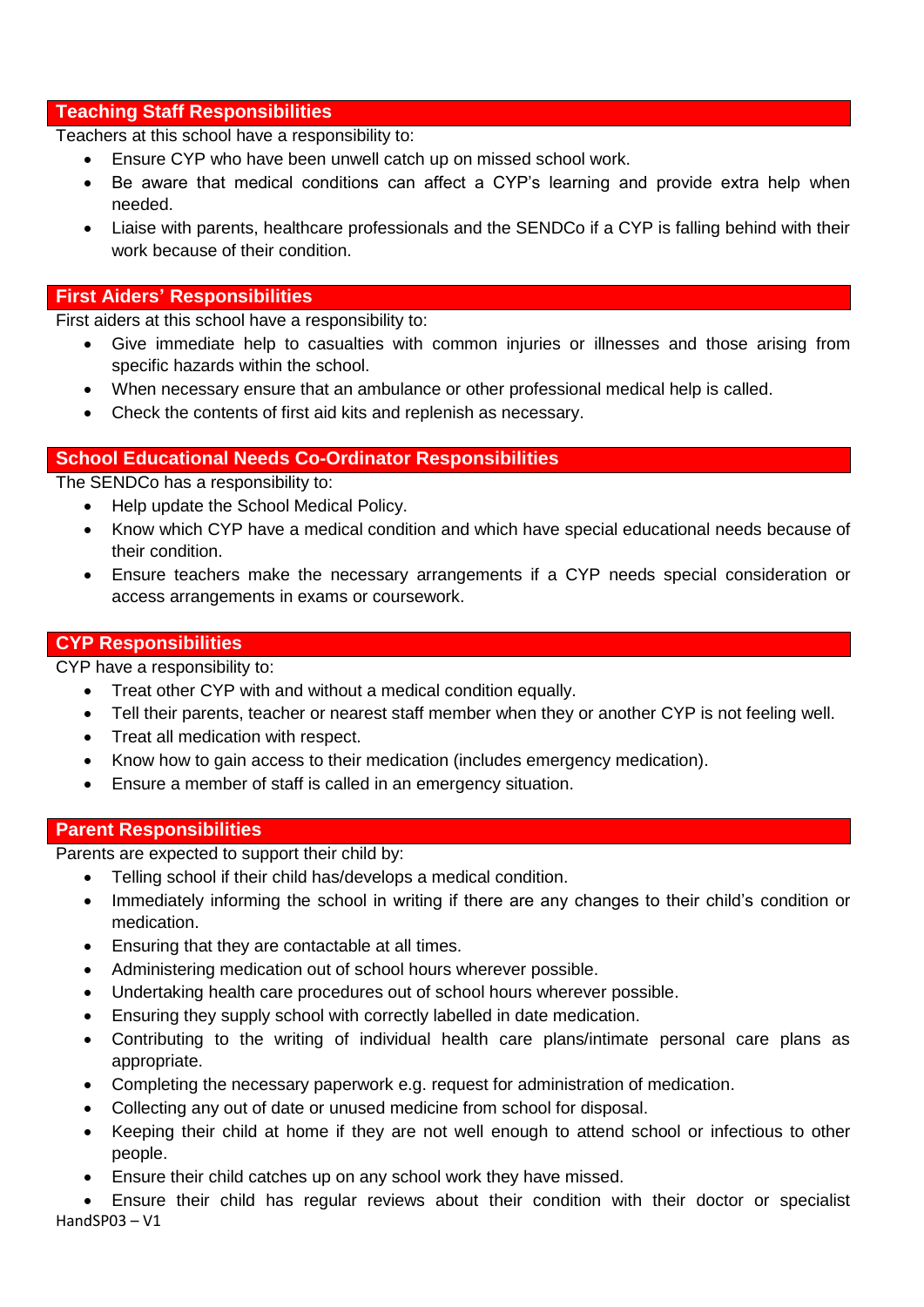## Teaching Staff Responsibilities

Teachers at this school have a responsibility to:

- Ensure CYP who have been unwell catch up on missed school work.
- Be aware that medical conditions can affect a CYP's learning and provide extra help when needed.
- Liaise with parents, healthcare professionals and the SENDCo if a CYP is falling behind with their work because of their condition.

## First Aiders' Responsibilities

First aiders at this school have a responsibility to:

- Give immediate help to casualties with common injuries or illnesses and those arising from specific hazards within the school.
- When necessary ensure that an ambulance or other professional medical help is called.
- Check the contents of first aid kits and replenish as necessary.

## School Educational Needs Co-Ordinator Responsibilities

The SENDCo has a responsibility to:

- Help update the School Medical Policy.
- Know which CYP have a medical condition and which have special educational needs because of their condition.
- Ensure teachers make the necessary arrangements if a CYP needs special consideration or access arrangements in exams or coursework.

## CYP Responsibilities

CYP have a responsibility to:

- Treat other CYP with and without a medical condition equally.
- Tell their parents, teacher or nearest staff member when they or another CYP is not feeling well.
- Treat all medication with respect.
- Know how to gain access to their medication (includes emergency medication).
- Ensure a member of staff is called in an emergency situation.

## Parent Responsibilities

Parents are expected to support their child by:

- Telling school if their child has/develops a medical condition.
- Immediately informing the school in writing if there are any changes to their child's condition or medication.
- Ensuring that they are contactable at all times.
- Administering medication out of school hours wherever possible.
- Undertaking health care procedures out of school hours wherever possible.
- Ensuring they supply school with correctly labelled in date medication.
- Contributing to the writing of individual health care plans/intimate personal care plans as appropriate.
- Completing the necessary paperwork e.g. request for administration of medication.
- Collecting any out of date or unused medicine from school for disposal.
- Keeping their child at home if they are not well enough to attend school or infectious to other people.
- Ensure their child catches up on any school work they have missed.
- Ensure their child has regular reviews about their condition with their doctor or specialist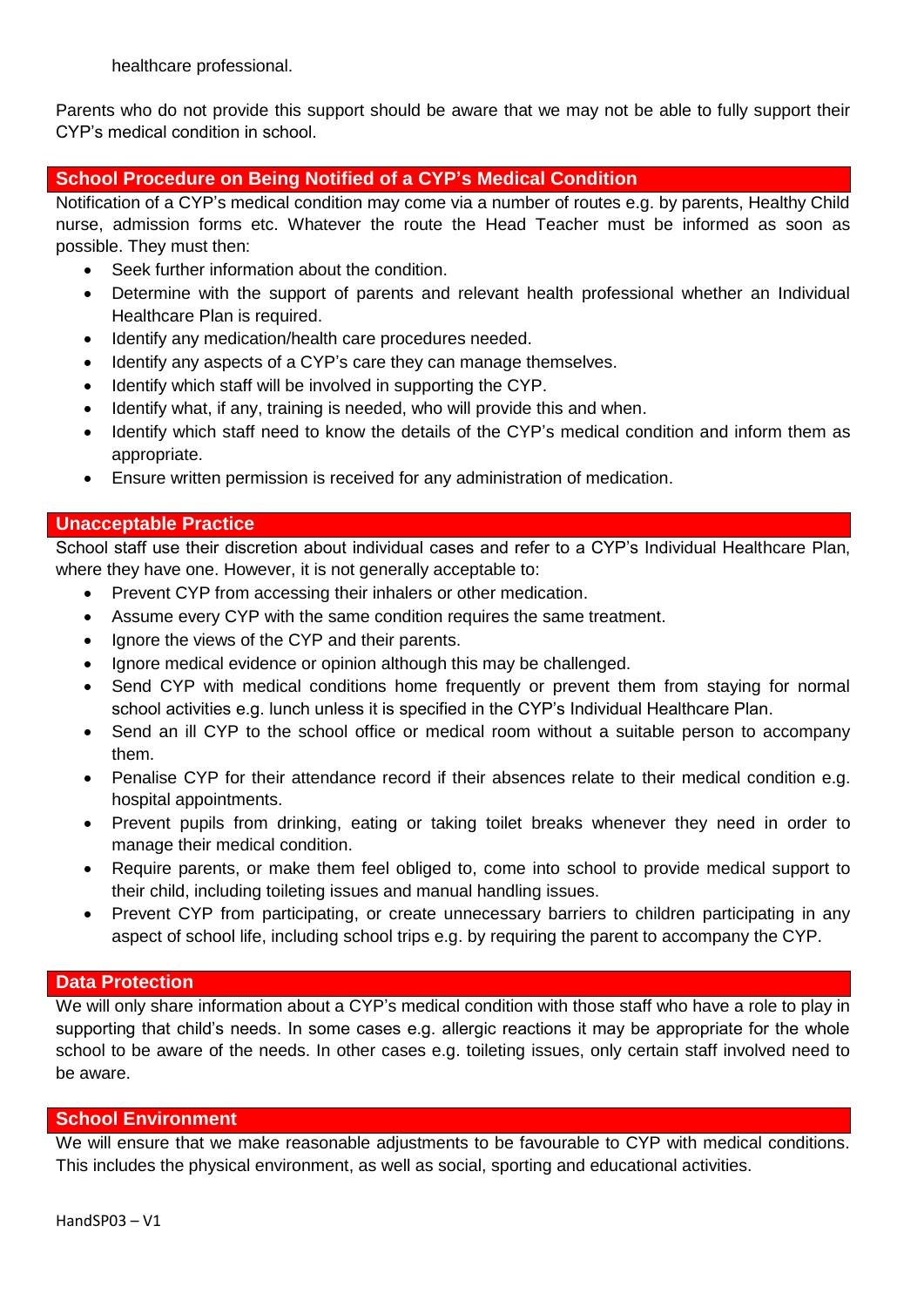healthcare professional.

Parents who do not provide this support should be aware that we may not be able to fully support their CYP's medical condition in school.

## School Procedure on Being Notified of a CYP's Medical Condition

Notification of a CYP's medical condition may come via a number of routes e.g. by parents, Healthy Child nurse, admission forms etc. Whatever the route the Head Teacher must be informed as soon as possible. They must then:

- Seek further information about the condition.
- Determine with the support of parents and relevant health professional whether an Individual Healthcare Plan is required.
- Identify any medication/health care procedures needed.
- Identify any aspects of a CYP's care they can manage themselves.
- Identify which staff will be involved in supporting the CYP.
- Identify what, if any, training is needed, who will provide this and when.
- Identify which staff need to know the details of the CYP's medical condition and inform them as appropriate.
- Ensure written permission is received for any administration of medication.

## Unacceptable Practice

School staff use their discretion about individual cases and refer to a CYP's Individual Healthcare Plan, where they have one. However, it is not generally acceptable to:

- Prevent CYP from accessing their inhalers or other medication.
- Assume every CYP with the same condition requires the same treatment.
- Ignore the views of the CYP and their parents.
- Ignore medical evidence or opinion although this may be challenged.
- Send CYP with medical conditions home frequently or prevent them from staying for normal school activities e.g. lunch unless it is specified in the CYP's Individual Healthcare Plan.
- Send an ill CYP to the school office or medical room without a suitable person to accompany them.
- Penalise CYP for their attendance record if their absences relate to their medical condition e.g. hospital appointments.
- Prevent pupils from drinking, eating or taking toilet breaks whenever they need in order to manage their medical condition.
- Require parents, or make them feel obliged to, come into school to provide medical support to their child, including toileting issues and manual handling issues.
- Prevent CYP from participating, or create unnecessary barriers to children participating in any aspect of school life, including school trips e.g. by requiring the parent to accompany the CYP.

## Data Protection

We will only share information about a CYP's medical condition with those staff who have a role to play in supporting that child's needs. In some cases e.g. allergic reactions it may be appropriate for the whole school to be aware of the needs. In other cases e.g. toileting issues, only certain staff involved need to be aware.

## School Environment

We will ensure that we make reasonable adjustments to be favourable to CYP with medical conditions. This includes the physical environment, as well as social, sporting and educational activities.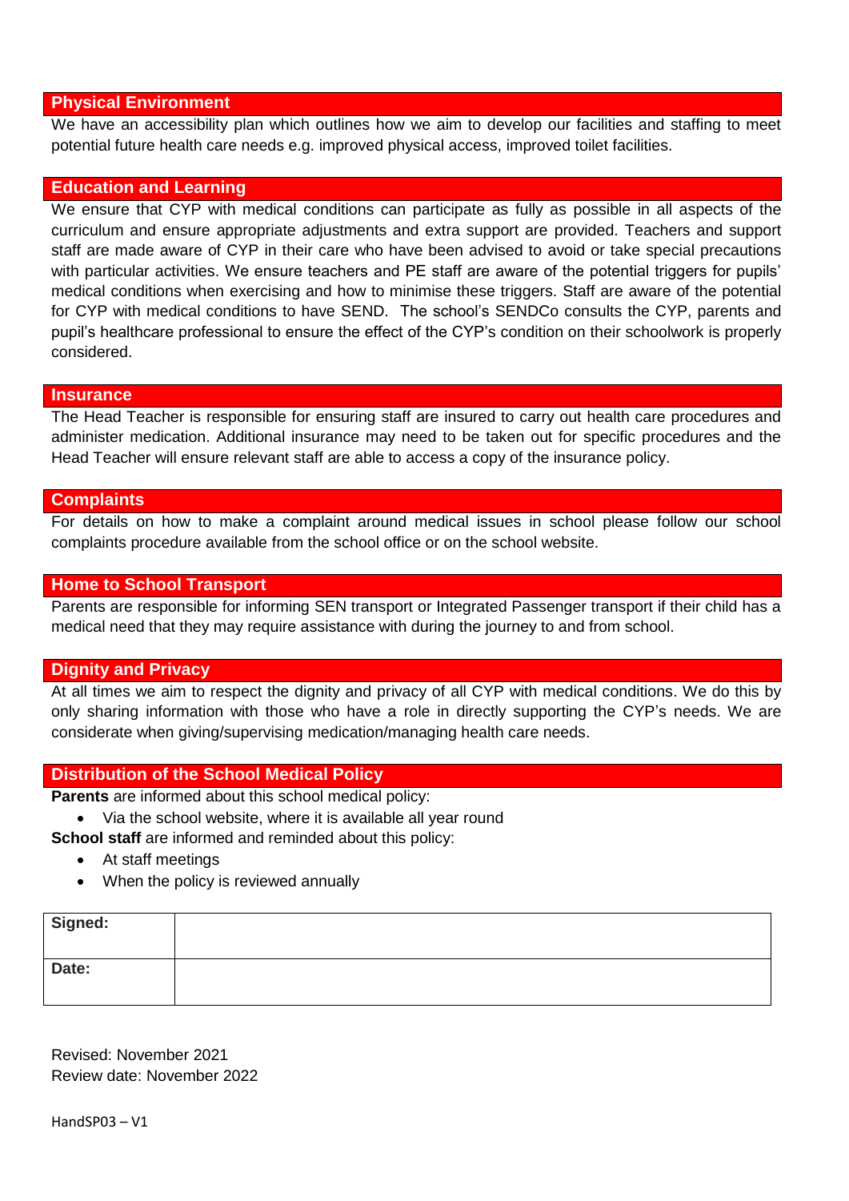## Physical Environment

We have an accessibility plan which outlines how we aim to develop our facilities and staffing to meet potential future health care needs e.g. improved physical access, improved toilet facilities.

## Education and Learning

We ensure that CYP with medical conditions can participate as fully as possible in all aspects of the curriculum and ensure appropriate adjustments and extra support are provided. Teachers and support staff are made aware of CYP in their care who have been advised to avoid or take special precautions with particular activities. We ensure teachers and PE staff are aware of the potential triggers for pupils' medical conditions when exercising and how to minimise these triggers. Staff are aware of the potential for CYP with medical conditions to have SEND. The school's SENDCo consults the CYP, parents and pupil's healthcare professional to ensure the effect of the CYP's condition on their schoolwork is properly considered.

## Insurance

The Head Teacher is responsible for ensuring staff are insured to carry out health care procedures and administer medication. Additional insurance may need to be taken out for specific procedures and the Head Teacher will ensure relevant staff are able to access a copy of the insurance policy.

## Complaints

For details on how to make a complaint around medical issues in school please follow our school complaints procedure available from the school office or on the school website.

## Home to School Transport

Parents are responsible for informing SEN transport or Integrated Passenger transport if their child has a medical need that they may require assistance with during the journey to and from school.

## Dignity and Privacy

At all times we aim to respect the dignity and privacy of all CYP with medical conditions. We do this by only sharing information with those who have a role in directly supporting the CYP's needs. We are considerate when giving/supervising medication/managing health care needs.

## Distribution of the School Medical Policy

**Parents** are informed about this school medical policy:

- Via the school website, where it is available all year round

**School staff** are informed and reminded about this policy:

- At staff meetings
- When the policy is reviewed annually

| **Signed:** | |
|---|---|
| **Date:** | |

Revised: November 2021
Review date: November 2022

HandSP03 – V1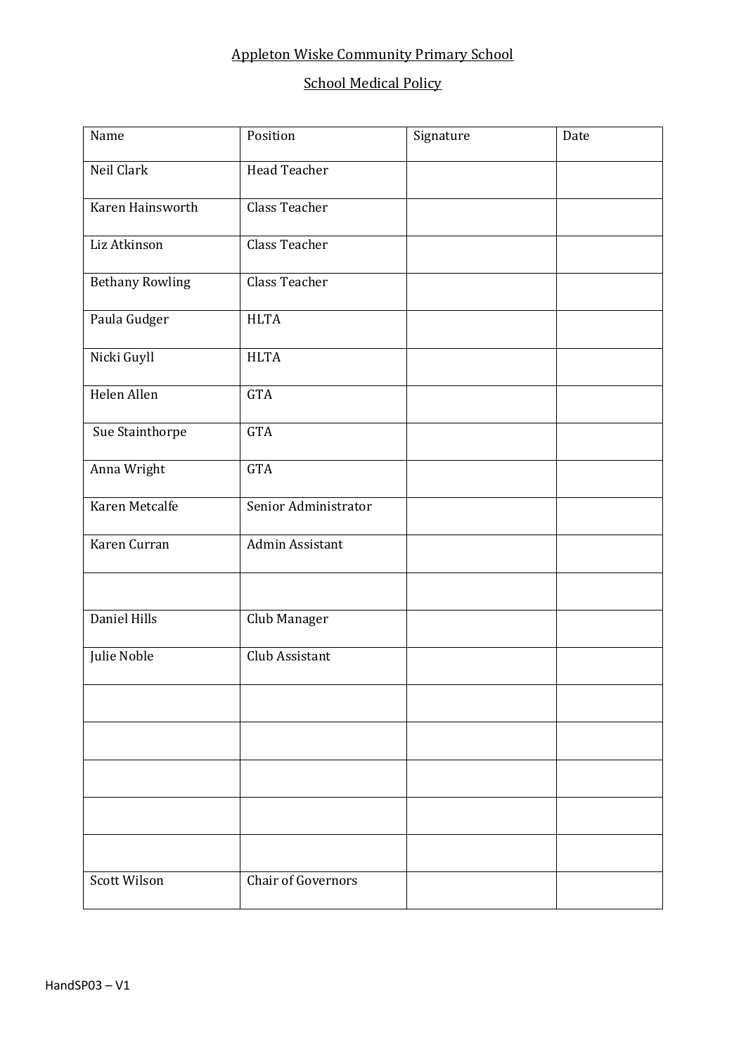Appleton Wiske Community Primary School

School Medical Policy

| Name | Position | Signature | Date |
|---|---|---|---|
| Neil Clark | Head Teacher | | |
| Karen Hainsworth | Class Teacher | | |
| Liz Atkinson | Class Teacher | | |
| Bethany Rowling | Class Teacher | | |
| Paula Gudger | HLTA | | |
| Nicki Guyll | HLTA | | |
| Helen Allen | GTA | | |
| Sue Stainthorpe | GTA | | |
| Anna Wright | GTA | | |
| Karen Metcalfe | Senior Administrator | | |
| Karen Curran | Admin Assistant | | |
| | | | |
| Daniel Hills | Club Manager | | |
| Julie Noble | Club Assistant | | |
| | | | |
| | | | |
| | | | |
| | | | |
| | | | |
| Scott Wilson | Chair of Governors | | |

HandSP03 – V1